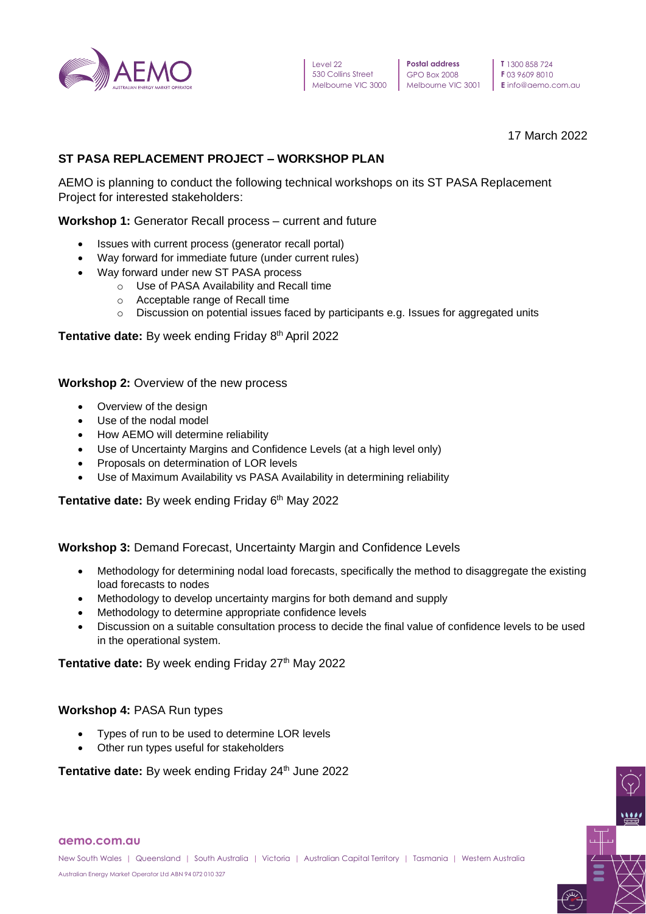Level 22
530 Collins Street
Melbourne VIC 3000

**Postal address**
GPO Box 2008
Melbourne VIC 3001

**T** 1300 858 724
**F** 03 9609 8010
**E** info@aemo.com.au

17 March 2022

## ST PASA REPLACEMENT PROJECT – WORKSHOP PLAN

AEMO is planning to conduct the following technical workshops on its ST PASA Replacement Project for interested stakeholders:

**Workshop 1:** Generator Recall process – current and future

- Issues with current process (generator recall portal)
- Way forward for immediate future (under current rules)
- Way forward under new ST PASA process
  - Use of PASA Availability and Recall time
  - Acceptable range of Recall time
  - Discussion on potential issues faced by participants e.g. Issues for aggregated units

**Tentative date:** By week ending Friday 8th April 2022

**Workshop 2:** Overview of the new process

- Overview of the design
- Use of the nodal model
- How AEMO will determine reliability
- Use of Uncertainty Margins and Confidence Levels (at a high level only)
- Proposals on determination of LOR levels
- Use of Maximum Availability vs PASA Availability in determining reliability

**Tentative date:** By week ending Friday 6th May 2022

**Workshop 3:** Demand Forecast, Uncertainty Margin and Confidence Levels

- Methodology for determining nodal load forecasts, specifically the method to disaggregate the existing load forecasts to nodes
- Methodology to develop uncertainty margins for both demand and supply
- Methodology to determine appropriate confidence levels
- Discussion on a suitable consultation process to decide the final value of confidence levels to be used in the operational system.

**Tentative date:** By week ending Friday 27th May 2022

**Workshop 4:** PASA Run types

- Types of run to be used to determine LOR levels
- Other run types useful for stakeholders

**Tentative date:** By week ending Friday 24th June 2022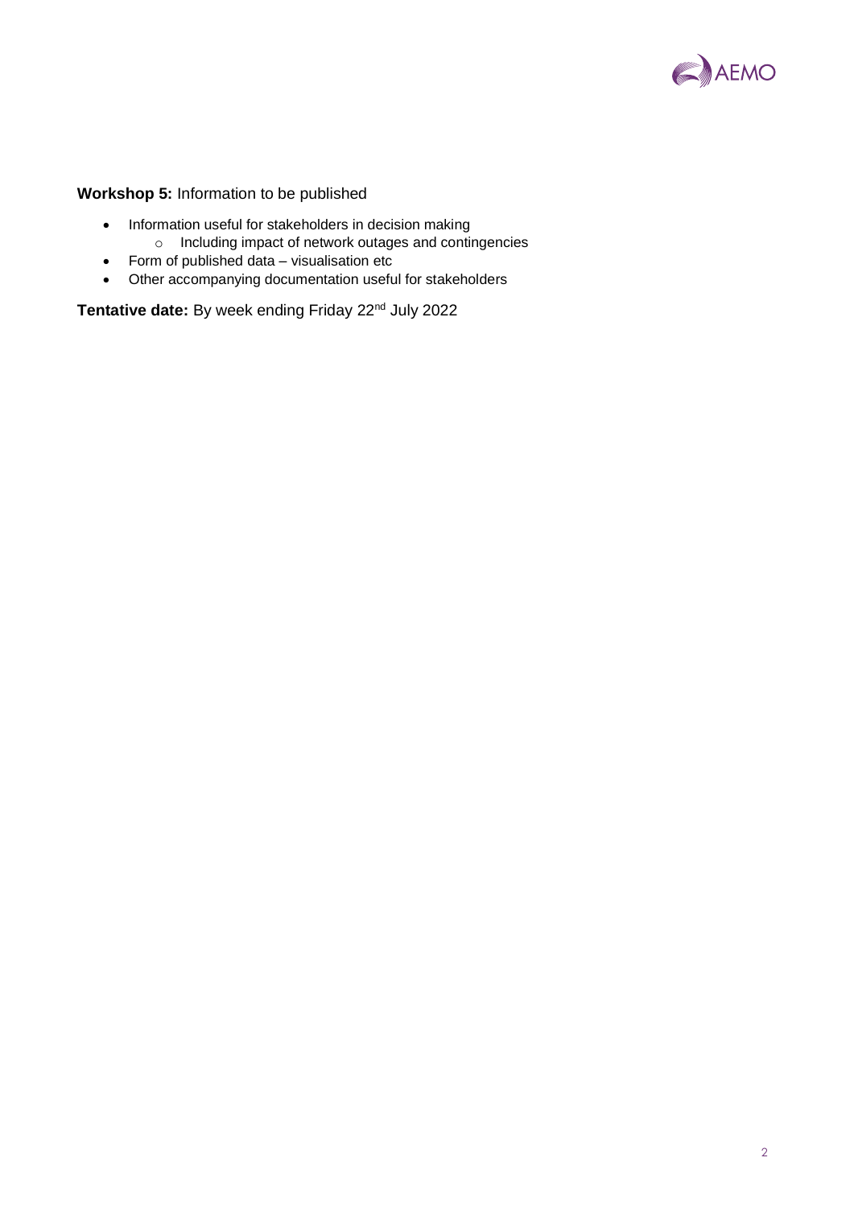**Workshop 5:** Information to be published

- Information useful for stakeholders in decision making
  - Including impact of network outages and contingencies
- Form of published data – visualisation etc
- Other accompanying documentation useful for stakeholders

**Tentative date:** By week ending Friday 22nd July 2022